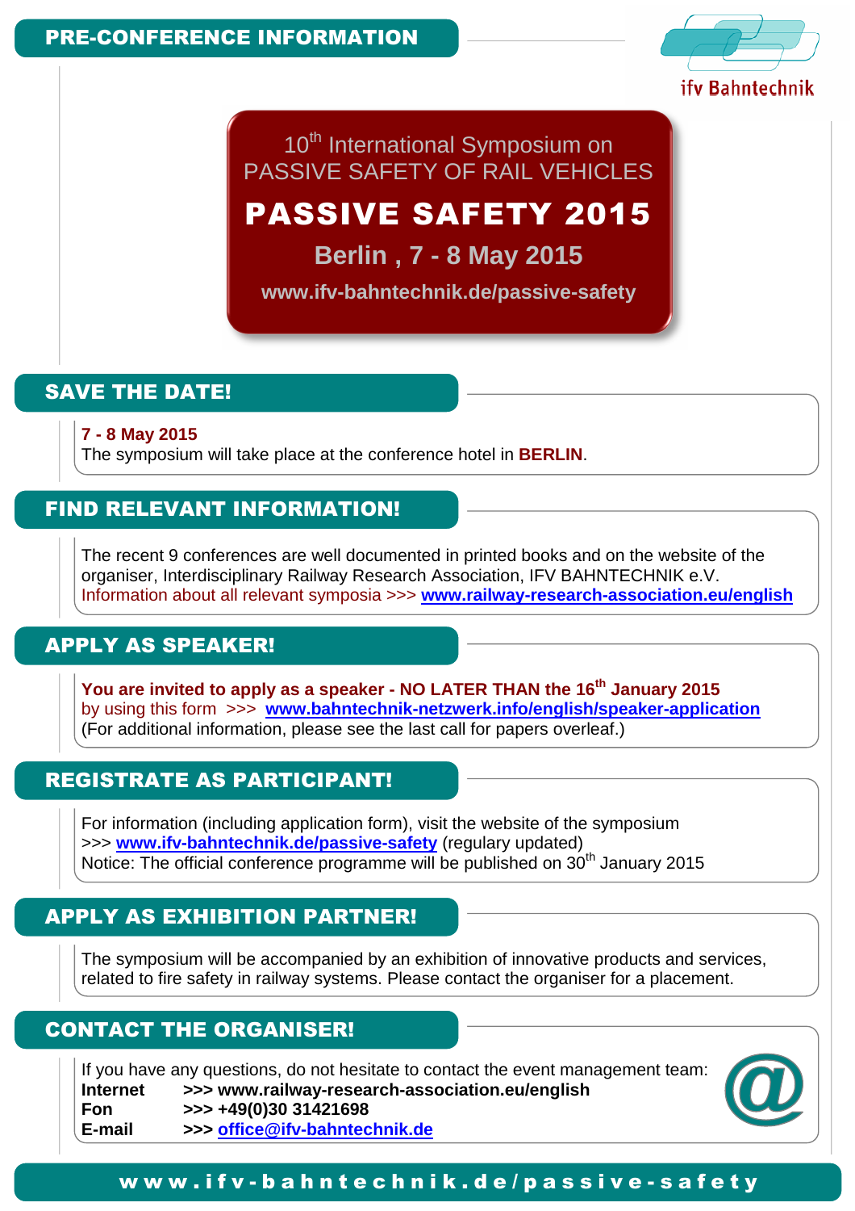## PRE-CONFERENCE INFORMATION

ifv Bahntechnik

10th International Symposium on
PASSIVE SAFETY OF RAIL VEHICLES

# PASSIVE SAFETY 2015

**Berlin , 7 - 8 May 2015**

**www.ifv-bahntechnik.de/passive-safety**

## SAVE THE DATE!

**7 - 8 May 2015**
The symposium will take place at the conference hotel in **BERLIN**.

## FIND RELEVANT INFORMATION!

The recent 9 conferences are well documented in printed books and on the website of the organiser, Interdisciplinary Railway Research Association, IFV BAHNTECHNIK e.V.
Information about all relevant symposia >>> **www.railway-research-association.eu/english**

## APPLY AS SPEAKER!

**You are invited to apply as a speaker - NO LATER THAN the 16th January 2015**
by using this form >>> **www.bahntechnik-netzwerk.info/english/speaker-application**
(For additional information, please see the last call for papers overleaf.)

## REGISTRATE AS PARTICIPANT!

For information (including application form), visit the website of the symposium
>>> **www.ifv-bahntechnik.de/passive-safety** (regulary updated)
Notice: The official conference programme will be published on 30th January 2015

## APPLY AS EXHIBITION PARTNER!

The symposium will be accompanied by an exhibition of innovative products and services, related to fire safety in railway systems. Please contact the organiser for a placement.

## CONTACT THE ORGANISER!

If you have any questions, do not hesitate to contact the event management team:

**Internet** >>> **www.railway-research-association.eu/english**
**Fon** >>> **+49(0)30 31421698**
**E-mail** >>> **office@ifv-bahntechnik.de**

**www.ifv-bahntechnik.de/passive-safety**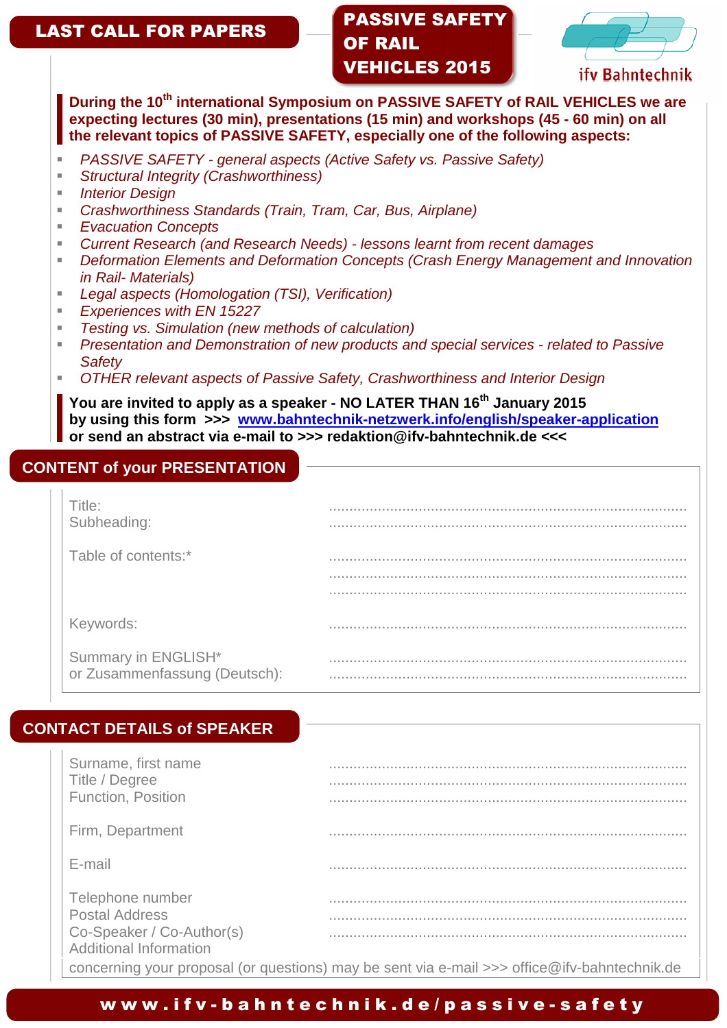**LAST CALL FOR PAPERS**

# PASSIVE SAFETY OF RAIL VEHICLES 2015

ifv Bahntechnik

**During the 10th international Symposium on PASSIVE SAFETY of RAIL VEHICLES we are expecting lectures (30 min), presentations (15 min) and workshops (45 - 60 min) on all the relevant topics of PASSIVE SAFETY, especially one of the following aspects:**

- *PASSIVE SAFETY - general aspects (Active Safety vs. Passive Safety)*
- *Structural Integrity (Crashworthiness)*
- *Interior Design*
- *Crashworthiness Standards (Train, Tram, Car, Bus, Airplane)*
- *Evacuation Concepts*
- *Current Research (and Research Needs) - lessons learnt from recent damages*
- *Deformation Elements and Deformation Concepts (Crash Energy Management and Innovation in Rail- Materials)*
- *Legal aspects (Homologation (TSI), Verification)*
- *Experiences with EN 15227*
- *Testing vs. Simulation (new methods of calculation)*
- *Presentation and Demonstration of new products and special services - related to Passive Safety*
- *OTHER relevant aspects of Passive Safety, Crashworthiness and Interior Design*

**You are invited to apply as a speaker - NO LATER THAN 16th January 2015**
**by using this form >>> [www.bahntechnik-netzwerk.info/english/speaker-application](http://www.bahntechnik-netzwerk.info/english/speaker-application)**
**or send an abstract via e-mail to >>> redaktion@ifv-bahntechnik.de <<<**

## CONTENT of your PRESENTATION

Title: ..............................................................................................
Subheading: ..............................................................................................

Table of contents:* ..............................................................................................
..............................................................................................
..............................................................................................

Keywords: ..............................................................................................

Summary in ENGLISH* ..............................................................................................
or Zusammenfassung (Deutsch): ..............................................................................................

## CONTACT DETAILS of SPEAKER

Surname, first name ..............................................................................................
Title / Degree ..............................................................................................
Function, Position ..............................................................................................

Firm, Department ..............................................................................................

E-mail ..............................................................................................

Telephone number ..............................................................................................
Postal Address ..............................................................................................
Co-Speaker / Co-Author(s) ..............................................................................................
Additional Information
concerning your proposal (or questions) may be sent via e-mail >>> office@ifv-bahntechnik.de

**www.ifv-bahntechnik.de/passive-safety**